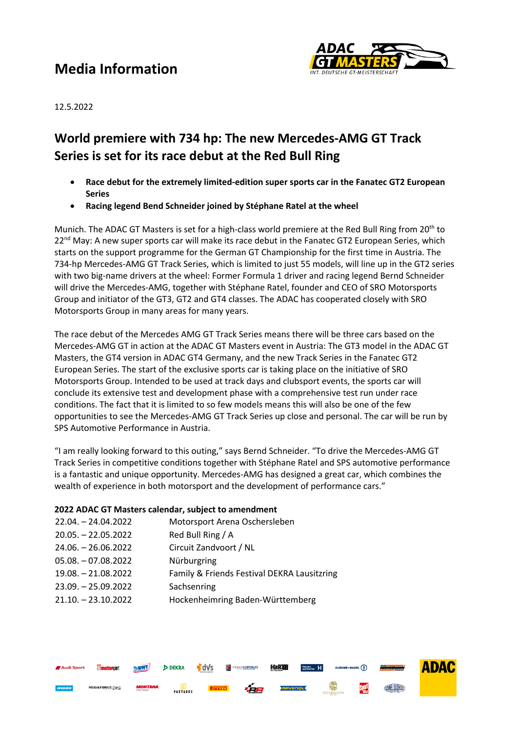# Media Information

12.5.2022

## World premiere with 734 hp: The new Mercedes-AMG GT Track Series is set for its race debut at the Red Bull Ring

- **Race debut for the extremely limited-edition super sports car in the Fanatec GT2 European Series**
- **Racing legend Bend Schneider joined by Stéphane Ratel at the wheel**

Munich. The ADAC GT Masters is set for a high-class world premiere at the Red Bull Ring from 20th to 22nd May: A new super sports car will make its race debut in the Fanatec GT2 European Series, which starts on the support programme for the German GT Championship for the first time in Austria. The 734-hp Mercedes-AMG GT Track Series, which is limited to just 55 models, will line up in the GT2 series with two big-name drivers at the wheel: Former Formula 1 driver and racing legend Bernd Schneider will drive the Mercedes-AMG, together with Stéphane Ratel, founder and CEO of SRO Motorsports Group and initiator of the GT3, GT2 and GT4 classes. The ADAC has cooperated closely with SRO Motorsports Group in many areas for many years.

The race debut of the Mercedes AMG GT Track Series means there will be three cars based on the Mercedes-AMG GT in action at the ADAC GT Masters event in Austria: The GT3 model in the ADAC GT Masters, the GT4 version in ADAC GT4 Germany, and the new Track Series in the Fanatec GT2 European Series. The start of the exclusive sports car is taking place on the initiative of SRO Motorsports Group. Intended to be used at track days and clubsport events, the sports car will conclude its extensive test and development phase with a comprehensive test run under race conditions. The fact that it is limited to so few models means this will also be one of the few opportunities to see the Mercedes-AMG GT Track Series up close and personal. The car will be run by SPS Automotive Performance in Austria.

"I am really looking forward to this outing," says Bernd Schneider. "To drive the Mercedes-AMG GT Track Series in competitive conditions together with Stéphane Ratel and SPS automotive performance is a fantastic and unique opportunity. Mercedes-AMG has designed a great car, which combines the wealth of experience in both motorsport and the development of performance cars."

**2022 ADAC GT Masters calendar, subject to amendment**

| | |
|---|---|
| 22.04. – 24.04.2022 | Motorsport Arena Oschersleben |
| 20.05. – 22.05.2022 | Red Bull Ring / A |
| 24.06. – 26.06.2022 | Circuit Zandvoort / NL |
| 05.08. – 07.08.2022 | Nürburgring |
| 19.08. – 21.08.2022 | Family & Friends Festival DEKRA Lausitzring |
| 23.09. – 25.09.2022 | Sachsenring |
| 21.10. – 23.10.2022 | Hockenheimring Baden-Württemberg |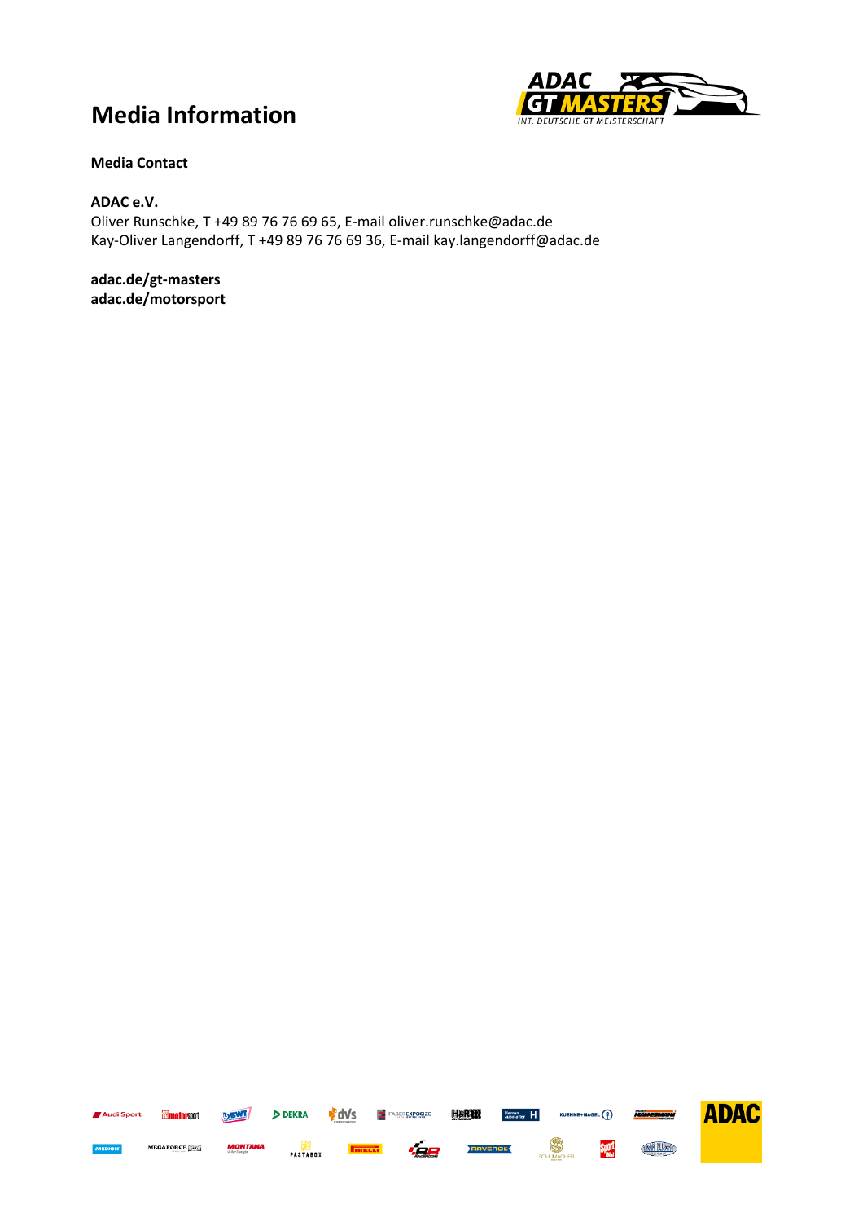# Media Information

**Media Contact**

**ADAC e.V.**
Oliver Runschke, T +49 89 76 76 69 65, E-mail oliver.runschke@adac.de
Kay-Oliver Langendorff, T +49 89 76 76 69 36, E-mail kay.langendorff@adac.de

**adac.de/gt-masters**
**adac.de/motorsport**